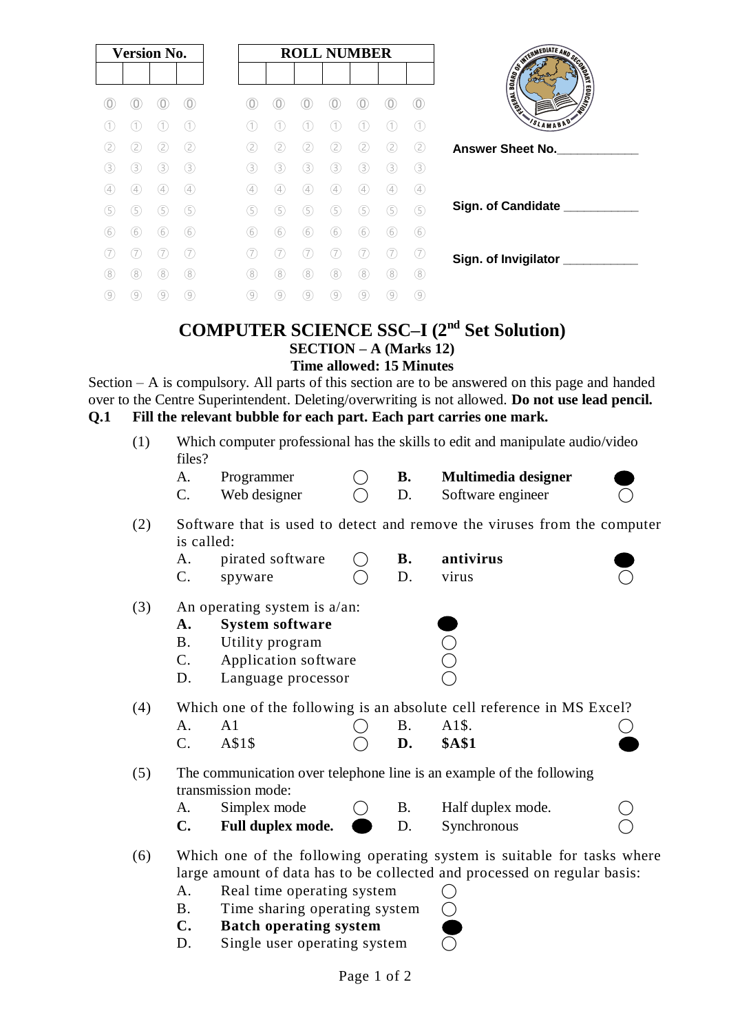| Version No. | | | |
|---|---|---|---|
| | | | |

| ROLL NUMBER | | | | | | |
|---|---|---|---|---|---|---|
| | | | | | | |

Answer Sheet No.____________

Sign. of Candidate ___________

Sign. of Invigilator ___________

# COMPUTER SCIENCE SSC–I (2nd Set Solution)

## SECTION – A (Marks 12)

### Time allowed: 15 Minutes

Section – A is compulsory. All parts of this section are to be answered on this page and handed over to the Centre Superintendent. Deleting/overwriting is not allowed. **Do not use lead pencil.**

**Q.1 Fill the relevant bubble for each part. Each part carries one mark.**

(1) Which computer professional has the skills to edit and manipulate audio/video files?

- A. Programmer ◯
- **B. Multimedia designer ●**
- C. Web designer ◯
- D. Software engineer ◯

(2) Software that is used to detect and remove the viruses from the computer is called:

- A. pirated software ◯
- **B. antivirus ●**
- C. spyware ◯
- D. virus ◯

(3) An operating system is a/an:

- **A. System software ●**
- B. Utility program ◯
- C. Application software ◯
- D. Language processor ◯

(4) Which one of the following is an absolute cell reference in MS Excel?

- A. A1 ◯
- B. A1$. ◯
- C. A$1$ ◯
- **D. $A$1 ●**

(5) The communication over telephone line is an example of the following transmission mode:

- A. Simplex mode ◯
- B. Half duplex mode. ◯
- **C. Full duplex mode. ●**
- D. Synchronous ◯

(6) Which one of the following operating system is suitable for tasks where large amount of data has to be collected and processed on regular basis:

- A. Real time operating system ◯
- B. Time sharing operating system ◯
- **C. Batch operating system ●**
- D. Single user operating system ◯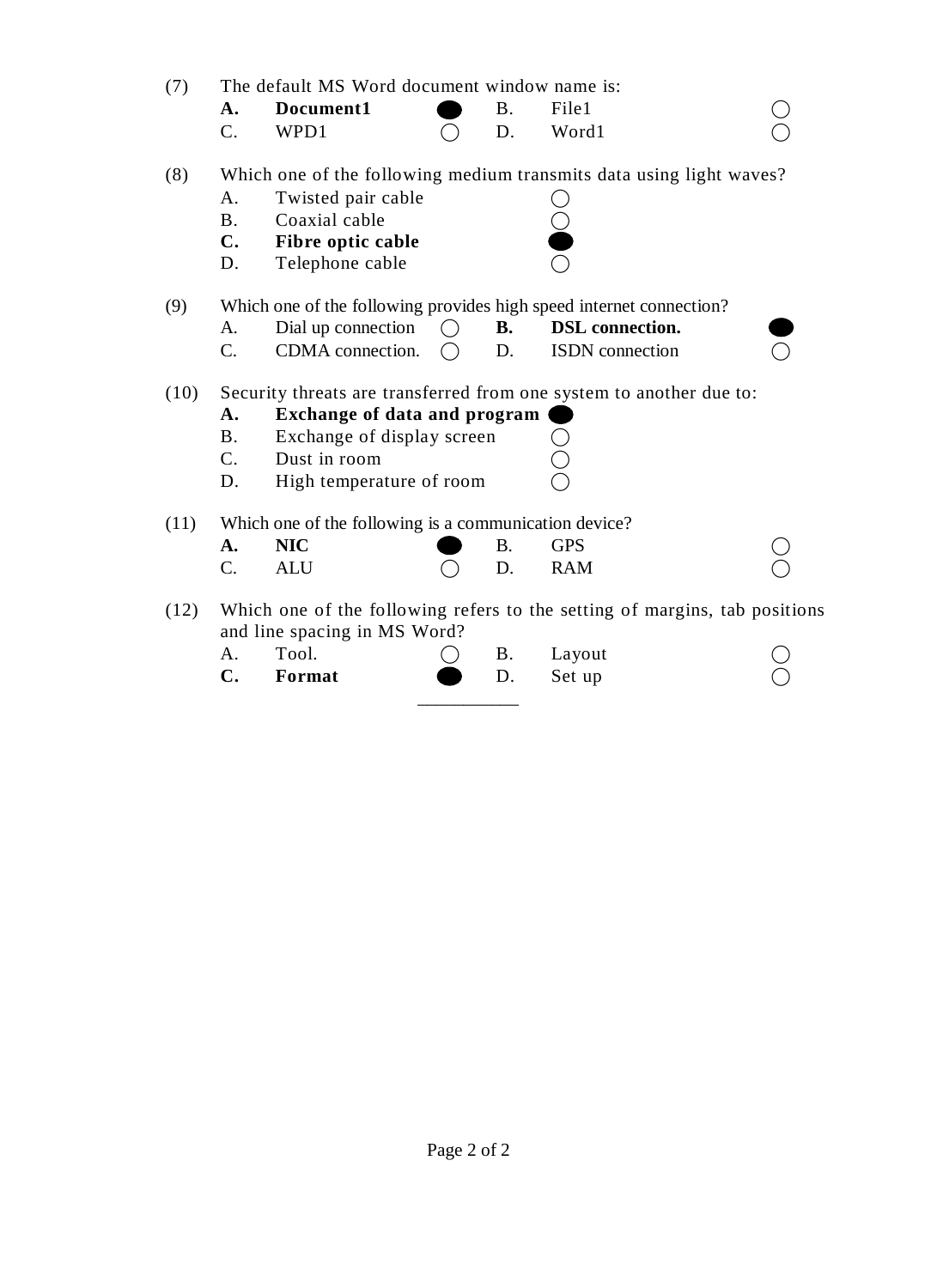(7) The default MS Word document window name is:

- **A. Document1** ●
- B. File1 ○
- C. WPD1 ○
- D. Word1 ○

(8) Which one of the following medium transmits data using light waves?

- A. Twisted pair cable ○
- B. Coaxial cable ○
- **C. Fibre optic cable** ●
- D. Telephone cable ○

(9) Which one of the following provides high speed internet connection?

- A. Dial up connection ○
- **B. DSL connection.** ●
- C. CDMA connection. ○
- D. ISDN connection ○

(10) Security threats are transferred from one system to another due to:

- **A. Exchange of data and program** ●
- B. Exchange of display screen ○
- C. Dust in room ○
- D. High temperature of room ○

(11) Which one of the following is a communication device?

- **A. NIC** ●
- B. GPS ○
- C. ALU ○
- D. RAM ○

(12) Which one of the following refers to the setting of margins, tab positions and line spacing in MS Word?

- A. Tool. ○
- B. Layout ○
- **C. Format** ●
- D. Set up ○

---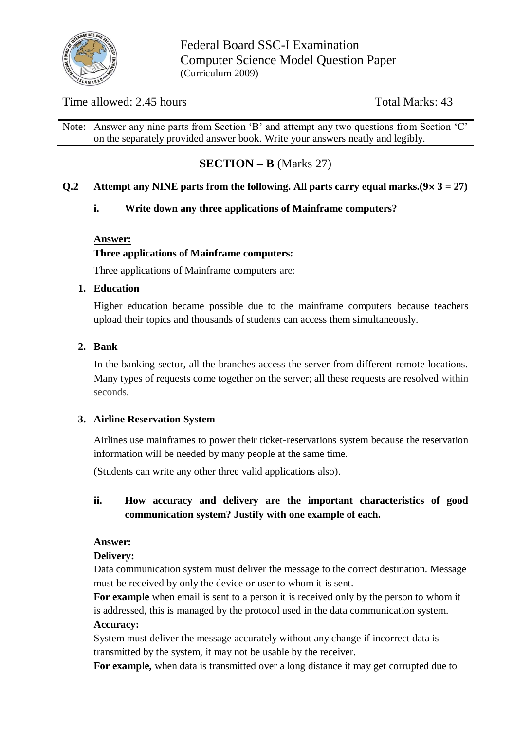Federal Board SSC-I Examination
Computer Science Model Question Paper
(Curriculum 2009)

Time allowed: 2.45 hours | Total Marks: 43

Note: Answer any nine parts from Section 'B' and attempt any two questions from Section 'C' on the separately provided answer book. Write your answers neatly and legibly.

## SECTION – B (Marks 27)

**Q.2 Attempt any NINE parts from the following. All parts carry equal marks.($9 \times 3 = 27$)**

**i. Write down any three applications of Mainframe computers?**

**Answer:**

**Three applications of Mainframe computers:**

Three applications of Mainframe computers are:

1. **Education**

   Higher education became possible due to the mainframe computers because teachers upload their topics and thousands of students can access them simultaneously.

2. **Bank**

   In the banking sector, all the branches access the server from different remote locations. Many types of requests come together on the server; all these requests are resolved within seconds.

3. **Airline Reservation System**

   Airlines use mainframes to power their ticket-reservations system because the reservation information will be needed by many people at the same time.

   (Students can write any other three valid applications also).

**ii. How accuracy and delivery are the important characteristics of good communication system? Justify with one example of each.**

**Answer:**

**Delivery:**

Data communication system must deliver the message to the correct destination. Message must be received by only the device or user to whom it is sent.

**For example** when email is sent to a person it is received only by the person to whom it is addressed, this is managed by the protocol used in the data communication system.

**Accuracy:**

System must deliver the message accurately without any change if incorrect data is transmitted by the system, it may not be usable by the receiver.

**For example,** when data is transmitted over a long distance it may get corrupted due to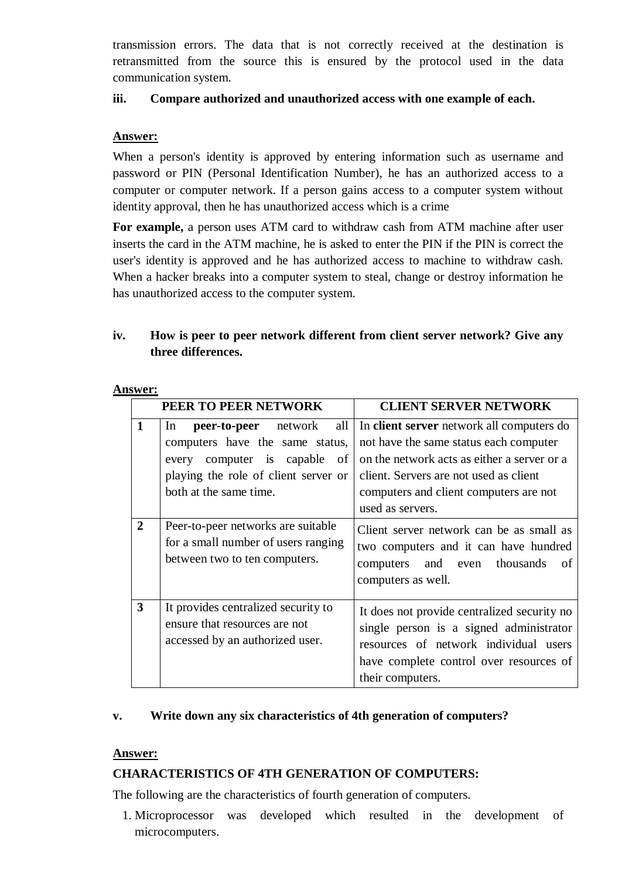transmission errors. The data that is not correctly received at the destination is retransmitted from the source this is ensured by the protocol used in the data communication system.

**iii. Compare authorized and unauthorized access with one example of each.**

**Answer:**

When a person's identity is approved by entering information such as username and password or PIN (Personal Identification Number), he has an authorized access to a computer or computer network. If a person gains access to a computer system without identity approval, then he has unauthorized access which is a crime

**For example,** a person uses ATM card to withdraw cash from ATM machine after user inserts the card in the ATM machine, he is asked to enter the PIN if the PIN is correct the user's identity is approved and he has authorized access to machine to withdraw cash. When a hacker breaks into a computer system to steal, change or destroy information he has unauthorized access to the computer system.

**iv. How is peer to peer network different from client server network? Give any three differences.**

**Answer:**

| | PEER TO PEER NETWORK | CLIENT SERVER NETWORK |
|---|---|---|
| **1** | In **peer-to-peer** network all computers have the same status, every computer is capable of playing the role of client server or both at the same time. | In **client server** network all computers do not have the same status each computer on the network acts as either a server or a client. Servers are not used as client computers and client computers are not used as servers. |
| **2** | Peer-to-peer networks are suitable for a small number of users ranging between two to ten computers. | Client server network can be as small as two computers and it can have hundred computers and even thousands of computers as well. |
| **3** | It provides centralized security to ensure that resources are not accessed by an authorized user. | It does not provide centralized security no single person is a signed administrator resources of network individual users have complete control over resources of their computers. |

**v. Write down any six characteristics of 4th generation of computers?**

**Answer:**

**CHARACTERISTICS OF 4TH GENERATION OF COMPUTERS:**

The following are the characteristics of fourth generation of computers.

1. Microprocessor was developed which resulted in the development of microcomputers.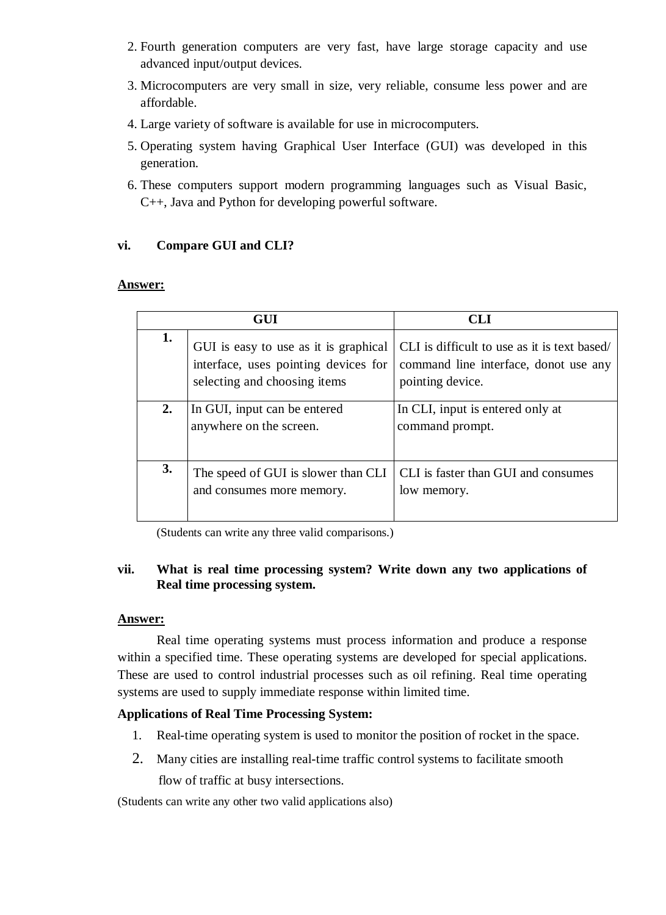2. Fourth generation computers are very fast, have large storage capacity and use advanced input/output devices.
3. Microcomputers are very small in size, very reliable, consume less power and are affordable.
4. Large variety of software is available for use in microcomputers.
5. Operating system having Graphical User Interface (GUI) was developed in this generation.
6. These computers support modern programming languages such as Visual Basic, C++, Java and Python for developing powerful software.

**vi. Compare GUI and CLI?**

**Answer:**

| | GUI | CLI |
|---|---|---|
| **1.** | GUI is easy to use as it is graphical interface, uses pointing devices for selecting and choosing items | CLI is difficult to use as it is text based/ command line interface, donot use any pointing device. |
| **2.** | In GUI, input can be entered anywhere on the screen. | In CLI, input is entered only at command prompt. |
| **3.** | The speed of GUI is slower than CLI and consumes more memory. | CLI is faster than GUI and consumes low memory. |

(Students can write any three valid comparisons.)

**vii. What is real time processing system? Write down any two applications of Real time processing system.**

**Answer:**

Real time operating systems must process information and produce a response within a specified time. These operating systems are developed for special applications. These are used to control industrial processes such as oil refining. Real time operating systems are used to supply immediate response within limited time.

**Applications of Real Time Processing System:**

1. Real-time operating system is used to monitor the position of rocket in the space.
2. Many cities are installing real-time traffic control systems to facilitate smooth flow of traffic at busy intersections.

(Students can write any other two valid applications also)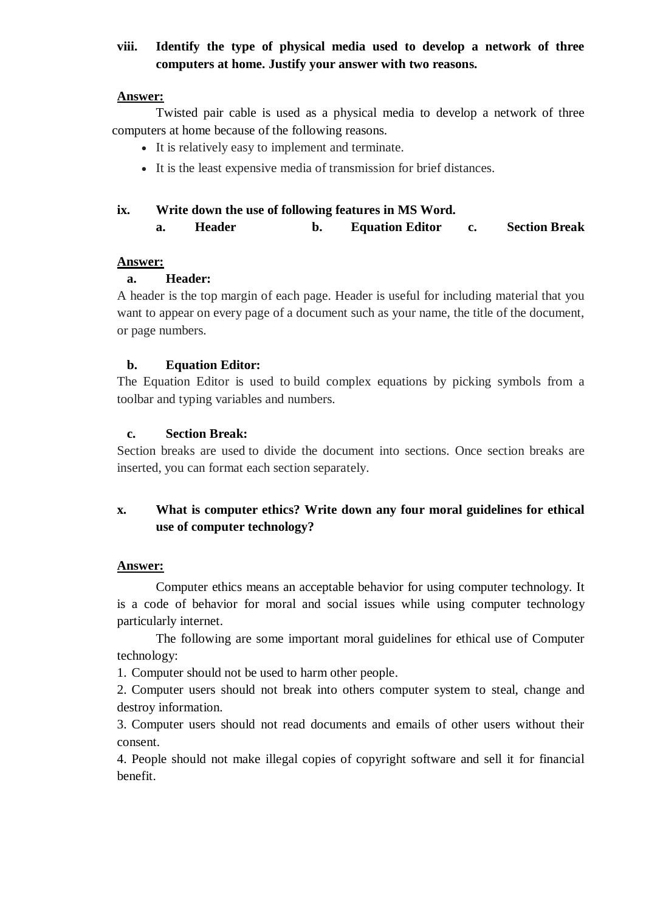**viii. Identify the type of physical media used to develop a network of three computers at home. Justify your answer with two reasons.**

**<u>Answer:</u>**

Twisted pair cable is used as a physical media to develop a network of three computers at home because of the following reasons.

- It is relatively easy to implement and terminate.
- It is the least expensive media of transmission for brief distances.

**ix. Write down the use of following features in MS Word.**

**a. Header b. Equation Editor c. Section Break**

**<u>Answer:</u>**

**a. Header:**

A header is the top margin of each page. Header is useful for including material that you want to appear on every page of a document such as your name, the title of the document, or page numbers.

**b. Equation Editor:**

The Equation Editor is used to build complex equations by picking symbols from a toolbar and typing variables and numbers.

**c. Section Break:**

Section breaks are used to divide the document into sections. Once section breaks are inserted, you can format each section separately.

**x. What is computer ethics? Write down any four moral guidelines for ethical use of computer technology?**

**<u>Answer:</u>**

Computer ethics means an acceptable behavior for using computer technology. It is a code of behavior for moral and social issues while using computer technology particularly internet.

The following are some important moral guidelines for ethical use of Computer technology:

1. Computer should not be used to harm other people.
2. Computer users should not break into others computer system to steal, change and destroy information.
3. Computer users should not read documents and emails of other users without their consent.
4. People should not make illegal copies of copyright software and sell it for financial benefit.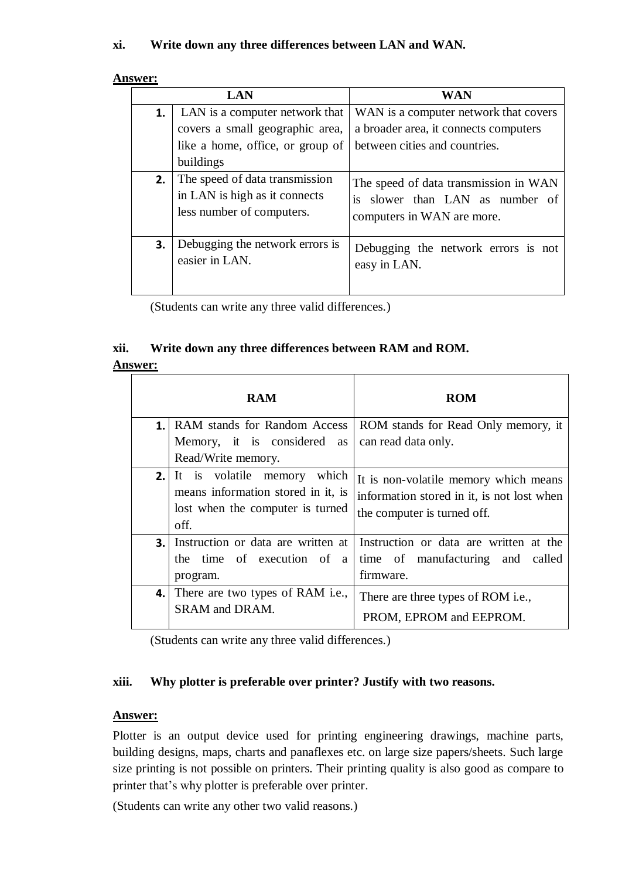**xi. Write down any three differences between LAN and WAN.**

**Answer:**

| | LAN | WAN |
|---|---|---|
| **1.** | LAN is a computer network that covers a small geographic area, like a home, office, or group of buildings | WAN is a computer network that covers a broader area, it connects computers between cities and countries. |
| **2.** | The speed of data transmission in LAN is high as it connects less number of computers. | The speed of data transmission in WAN is slower than LAN as number of computers in WAN are more. |
| **3.** | Debugging the network errors is easier in LAN. | Debugging the network errors is not easy in LAN. |

(Students can write any three valid differences.)

**xii. Write down any three differences between RAM and ROM.**

**Answer:**

| | RAM | ROM |
|---|---|---|
| **1.** | RAM stands for Random Access Memory, it is considered as Read/Write memory. | ROM stands for Read Only memory, it can read data only. |
| **2.** | It is volatile memory which means information stored in it, is lost when the computer is turned off. | It is non-volatile memory which means information stored in it, is not lost when the computer is turned off. |
| **3.** | Instruction or data are written at the time of execution of a program. | Instruction or data are written at the time of manufacturing and called firmware. |
| **4.** | There are two types of RAM i.e., SRAM and DRAM. | There are three types of ROM i.e., PROM, EPROM and EEPROM. |

(Students can write any three valid differences.)

**xiii. Why plotter is preferable over printer? Justify with two reasons.**

**Answer:**

Plotter is an output device used for printing engineering drawings, machine parts, building designs, maps, charts and panaflexes etc. on large size papers/sheets. Such large size printing is not possible on printers. Their printing quality is also good as compare to printer that's why plotter is preferable over printer.

(Students can write any other two valid reasons.)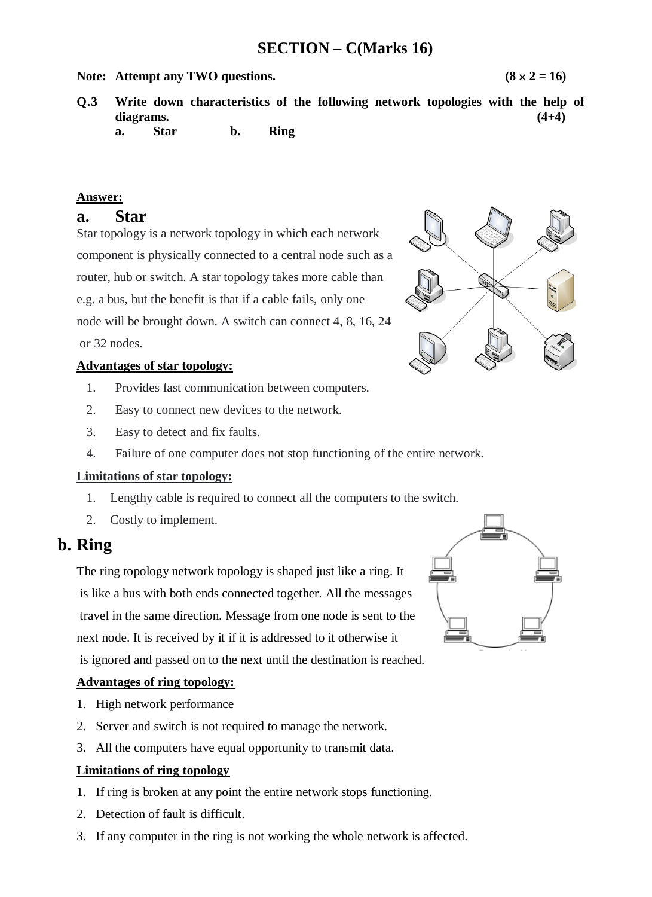# SECTION – C(Marks 16)

**Note: Attempt any TWO questions. (8 × 2 = 16)**

**Q.3 Write down characteristics of the following network topologies with the help of diagrams. (4+4)**

**a. Star b. Ring**

**Answer:**

## a. Star

Star topology is a network topology in which each network component is physically connected to a central node such as a router, hub or switch. A star topology takes more cable than e.g. a bus, but the benefit is that if a cable fails, only one node will be brought down. A switch can connect 4, 8, 16, 24 or 32 nodes.

**Advantages of star topology:**

1. Provides fast communication between computers.
2. Easy to connect new devices to the network.
3. Easy to detect and fix faults.
4. Failure of one computer does not stop functioning of the entire network.

**Limitations of star topology:**

1. Lengthy cable is required to connect all the computers to the switch.
2. Costly to implement.

## b. Ring

The ring topology network topology is shaped just like a ring. It is like a bus with both ends connected together. All the messages travel in the same direction. Message from one node is sent to the next node. It is received by it if it is addressed to it otherwise it is ignored and passed on to the next until the destination is reached.

**Advantages of ring topology:**

1. High network performance
2. Server and switch is not required to manage the network.
3. All the computers have equal opportunity to transmit data.

**Limitations of ring topology**

1. If ring is broken at any point the entire network stops functioning.
2. Detection of fault is difficult.
3. If any computer in the ring is not working the whole network is affected.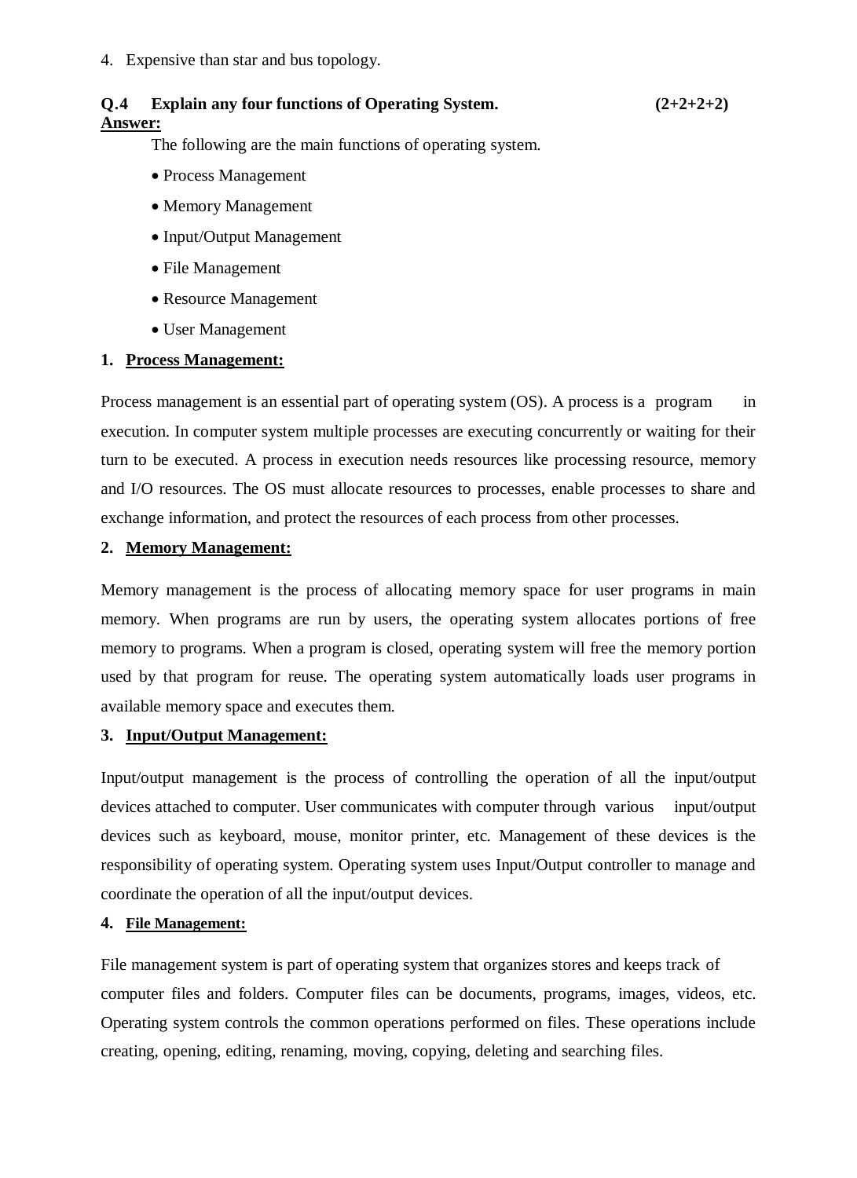4. Expensive than star and bus topology.

**Q.4 Explain any four functions of Operating System. (2+2+2+2)**

**Answer:**

The following are the main functions of operating system.

- Process Management
- Memory Management
- Input/Output Management
- File Management
- Resource Management
- User Management

**1. Process Management:**

Process management is an essential part of operating system (OS). A process is a program in execution. In computer system multiple processes are executing concurrently or waiting for their turn to be executed. A process in execution needs resources like processing resource, memory and I/O resources. The OS must allocate resources to processes, enable processes to share and exchange information, and protect the resources of each process from other processes.

**2. Memory Management:**

Memory management is the process of allocating memory space for user programs in main memory. When programs are run by users, the operating system allocates portions of free memory to programs. When a program is closed, operating system will free the memory portion used by that program for reuse. The operating system automatically loads user programs in available memory space and executes them.

**3. Input/Output Management:**

Input/output management is the process of controlling the operation of all the input/output devices attached to computer. User communicates with computer through various input/output devices such as keyboard, mouse, monitor printer, etc. Management of these devices is the responsibility of operating system. Operating system uses Input/Output controller to manage and coordinate the operation of all the input/output devices.

**4. File Management:**

File management system is part of operating system that organizes stores and keeps track of computer files and folders. Computer files can be documents, programs, images, videos, etc. Operating system controls the common operations performed on files. These operations include creating, opening, editing, renaming, moving, copying, deleting and searching files.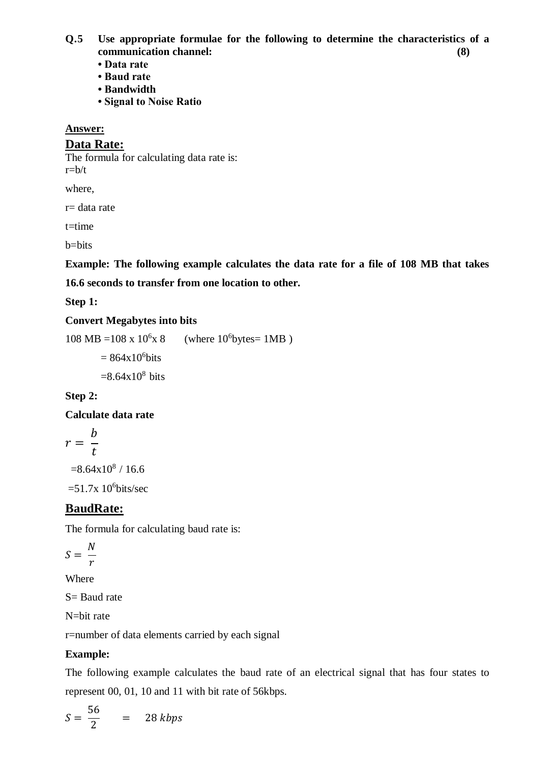**Q.5 Use appropriate formulae for the following to determine the characteristics of a communication channel: (8)**

- **Data rate**
- **Baud rate**
- **Bandwidth**
- **Signal to Noise Ratio**

**Answer:**

## Data Rate:

The formula for calculating data rate is:

r=b/t

where,

r= data rate

t=time

b=bits

**Example: The following example calculates the data rate for a file of 108 MB that takes 16.6 seconds to transfer from one location to other.**

**Step 1:**

**Convert Megabytes into bits**

108 MB =108 x $10^6$x 8 (where $10^6$bytes= 1MB )

= 864x$10^6$bits

=8.64x$10^8$ bits

**Step 2:**

**Calculate data rate**

$$r = \frac{b}{t}$$

=8.64x$10^8$ / 16.6

=51.7x $10^6$bits/sec

## BaudRate:

The formula for calculating baud rate is:

$$S = \frac{N}{r}$$

Where

S= Baud rate

N=bit rate

r=number of data elements carried by each signal

**Example:**

The following example calculates the baud rate of an electrical signal that has four states to represent 00, 01, 10 and 11 with bit rate of 56kbps.

$$S = \frac{56}{2} \quad = \quad 28\ kbps$$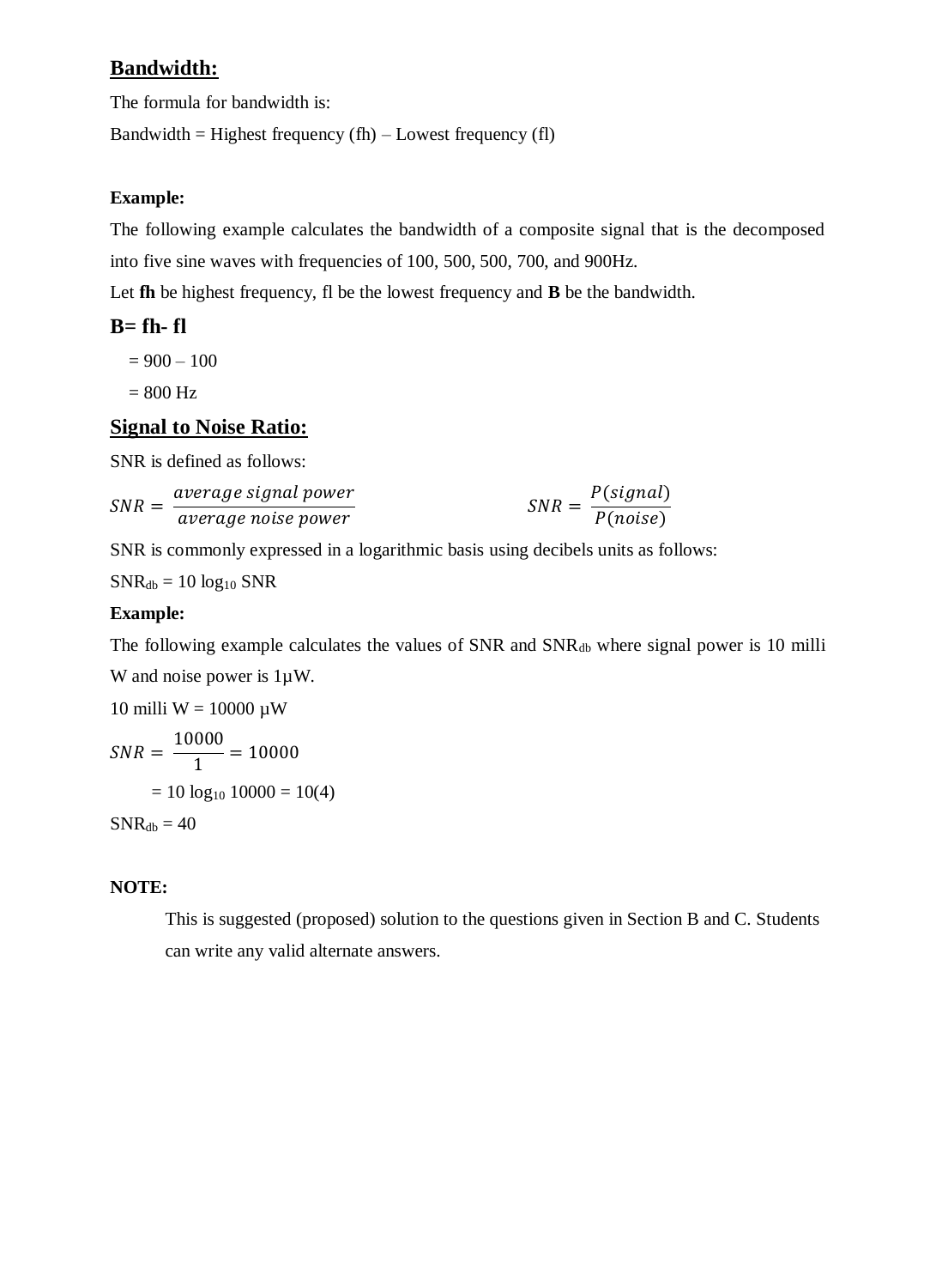## Bandwidth:

The formula for bandwidth is:

Bandwidth = Highest frequency (fh) – Lowest frequency (fl)

**Example:**

The following example calculates the bandwidth of a composite signal that is the decomposed into five sine waves with frequencies of 100, 500, 500, 700, and 900Hz.

Let **fh** be highest frequency, fl be the lowest frequency and **B** be the bandwidth.

### B= fh- fl

= 900 – 100

= 800 Hz

## Signal to Noise Ratio:

SNR is defined as follows:

$$SNR = \frac{average\ signal\ power}{average\ noise\ power} \qquad SNR = \frac{P(signal)}{P(noise)}$$

SNR is commonly expressed in a logarithmic basis using decibels units as follows:

$SNR_{db} = 10 \log_{10} SNR$

**Example:**

The following example calculates the values of SNR and $SNR_{db}$ where signal power is 10 milli W and noise power is 1μW.

10 milli W = 10000 μW

$$SNR = \frac{10000}{1} = 10000$$

$= 10 \log_{10} 10000 = 10(4)$

$SNR_{db} = 40$

**NOTE:**

This is suggested (proposed) solution to the questions given in Section B and C. Students can write any valid alternate answers.